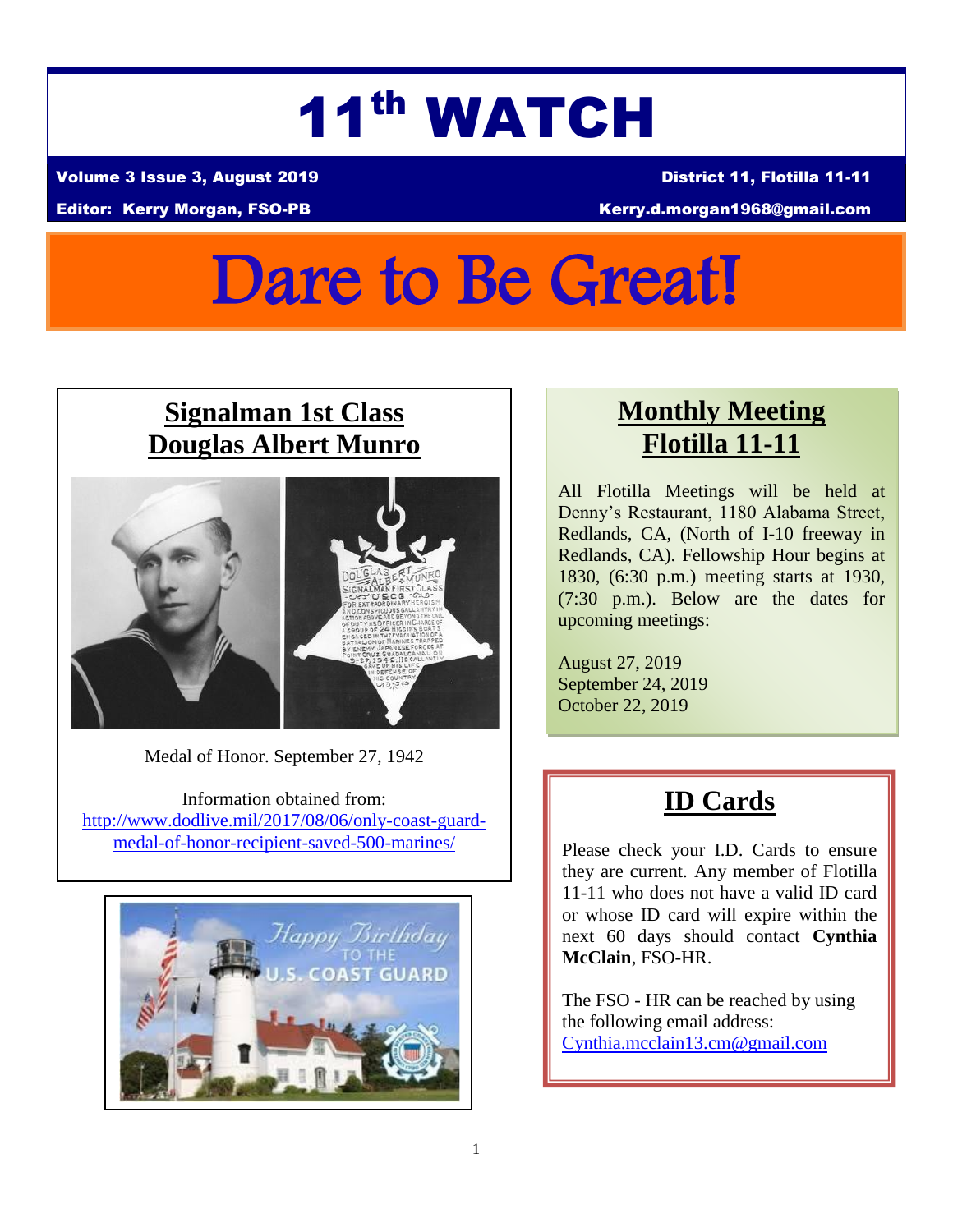# 11th WATCH

**Volume 3 Issue 3, August 2019** **District 11, Flotilla 11-11**

**Editor: Kerry Morgan, FSO-PB** **Kerry.d.morgan1968@gmail.com**

# Dare to Be Great!

## Signalman 1st Class Douglas Albert Munro

Medal of Honor. September 27, 1942

Information obtained from: http://www.dodlive.mil/2017/08/06/only-coast-guard-medal-of-honor-recipient-saved-500-marines/

## Monthly Meeting Flotilla 11-11

All Flotilla Meetings will be held at Denny's Restaurant, 1180 Alabama Street, Redlands, CA, (North of I-10 freeway in Redlands, CA). Fellowship Hour begins at 1830, (6:30 p.m.) meeting starts at 1930, (7:30 p.m.). Below are the dates for upcoming meetings:

August 27, 2019
September 24, 2019
October 22, 2019

## ID Cards

Please check your I.D. Cards to ensure they are current. Any member of Flotilla 11-11 who does not have a valid ID card or whose ID card will expire within the next 60 days should contact **Cynthia McClain**, FSO-HR.

The FSO - HR can be reached by using the following email address: Cynthia.mcclain13.cm@gmail.com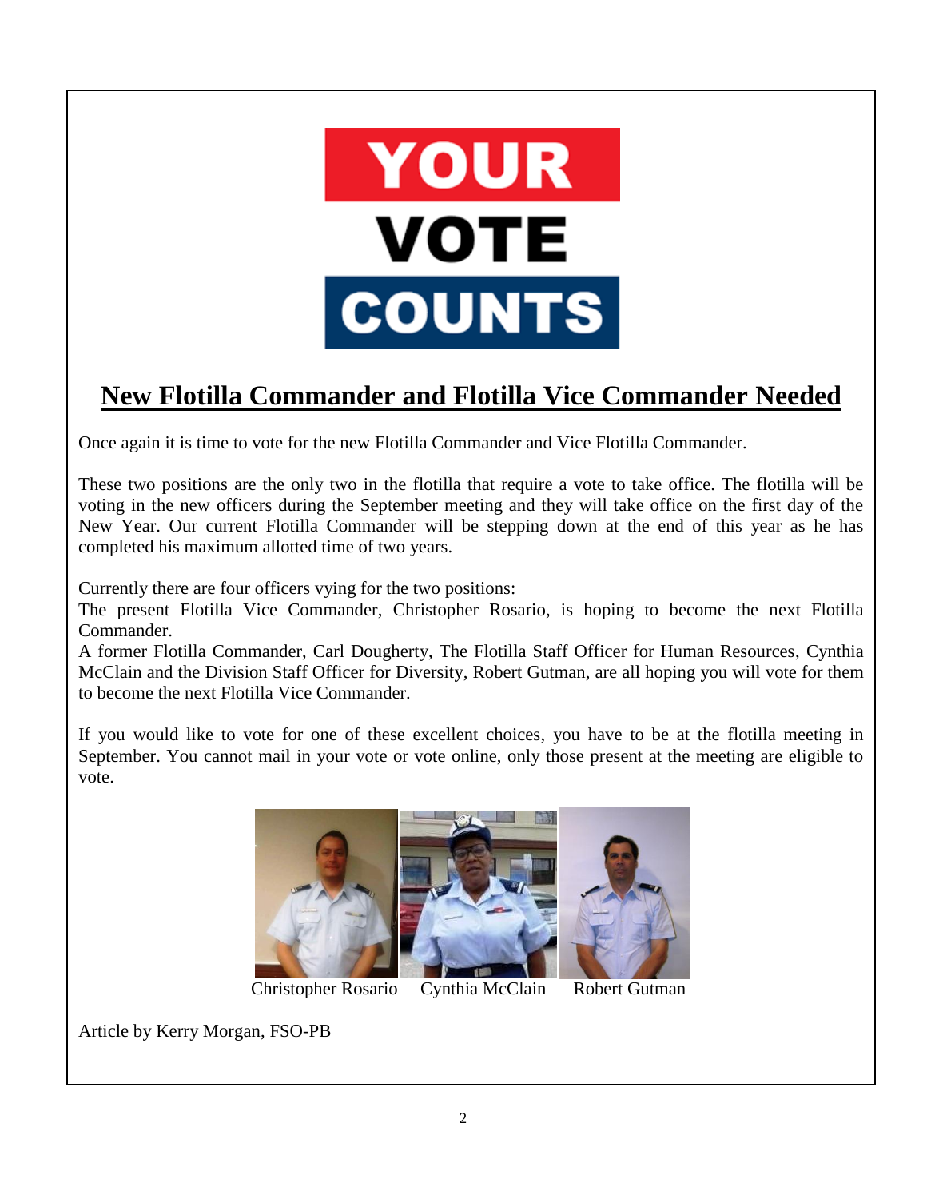YOUR

VOTE

COUNTS

## New Flotilla Commander and Flotilla Vice Commander Needed

Once again it is time to vote for the new Flotilla Commander and Vice Flotilla Commander.

These two positions are the only two in the flotilla that require a vote to take office. The flotilla will be voting in the new officers during the September meeting and they will take office on the first day of the New Year. Our current Flotilla Commander will be stepping down at the end of this year as he has completed his maximum allotted time of two years.

Currently there are four officers vying for the two positions:
The present Flotilla Vice Commander, Christopher Rosario, is hoping to become the next Flotilla Commander.
A former Flotilla Commander, Carl Dougherty, The Flotilla Staff Officer for Human Resources, Cynthia McClain and the Division Staff Officer for Diversity, Robert Gutman, are all hoping you will vote for them to become the next Flotilla Vice Commander.

If you would like to vote for one of these excellent choices, you have to be at the flotilla meeting in September. You cannot mail in your vote or vote online, only those present at the meeting are eligible to vote.

Christopher Rosario     Cynthia McClain     Robert Gutman

Article by Kerry Morgan, FSO-PB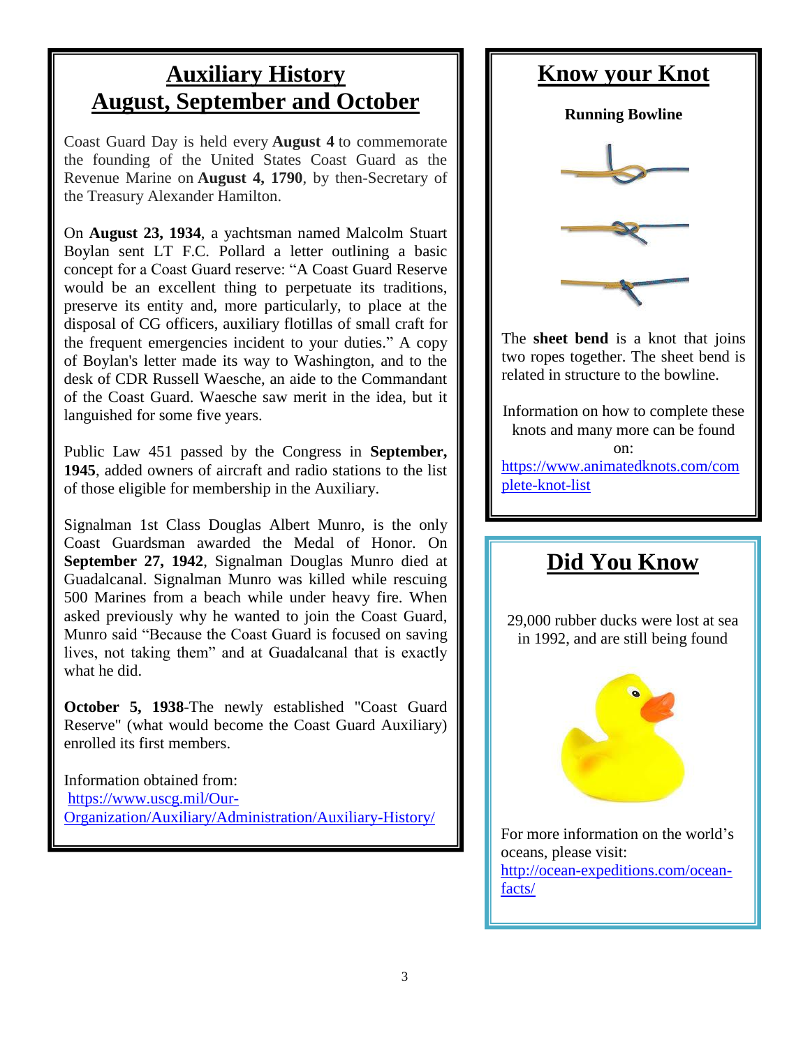## Auxiliary History August, September and October

Coast Guard Day is held every **August 4** to commemorate the founding of the United States Coast Guard as the Revenue Marine on **August 4, 1790**, by then-Secretary of the Treasury Alexander Hamilton.

On **August 23, 1934**, a yachtsman named Malcolm Stuart Boylan sent LT F.C. Pollard a letter outlining a basic concept for a Coast Guard reserve: "A Coast Guard Reserve would be an excellent thing to perpetuate its traditions, preserve its entity and, more particularly, to place at the disposal of CG officers, auxiliary flotillas of small craft for the frequent emergencies incident to your duties." A copy of Boylan's letter made its way to Washington, and to the desk of CDR Russell Waesche, an aide to the Commandant of the Coast Guard. Waesche saw merit in the idea, but it languished for some five years.

Public Law 451 passed by the Congress in **September, 1945**, added owners of aircraft and radio stations to the list of those eligible for membership in the Auxiliary.

Signalman 1st Class Douglas Albert Munro, is the only Coast Guardsman awarded the Medal of Honor. On **September 27, 1942**, Signalman Douglas Munro died at Guadalcanal. Signalman Munro was killed while rescuing 500 Marines from a beach while under heavy fire. When asked previously why he wanted to join the Coast Guard, Munro said "Because the Coast Guard is focused on saving lives, not taking them" and at Guadalcanal that is exactly what he did.

**October 5, 1938**-The newly established "Coast Guard Reserve" (what would become the Coast Guard Auxiliary) enrolled its first members.

Information obtained from:
https://www.uscg.mil/Our-Organization/Auxiliary/Administration/Auxiliary-History/

## Know your Knot

**Running Bowline**

The **sheet bend** is a knot that joins two ropes together. The sheet bend is related in structure to the bowline.

Information on how to complete these knots and many more can be found on:
https://www.animatedknots.com/complete-knot-list

## Did You Know

29,000 rubber ducks were lost at sea in 1992, and are still being found

For more information on the world's oceans, please visit:
http://ocean-expeditions.com/ocean-facts/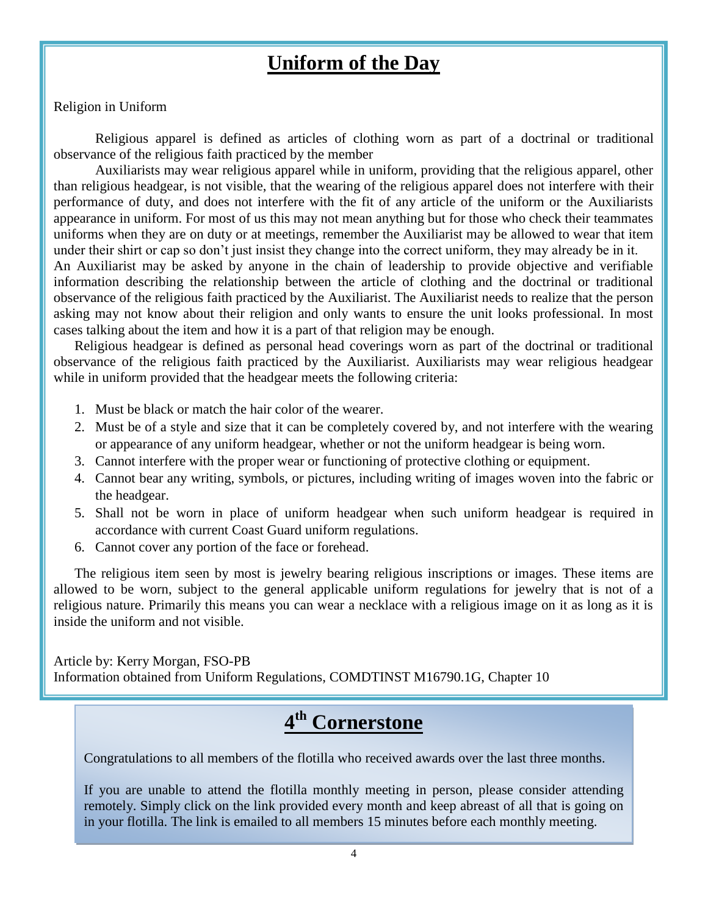## Uniform of the Day

Religion in Uniform

Religious apparel is defined as articles of clothing worn as part of a doctrinal or traditional observance of the religious faith practiced by the member

Auxiliarists may wear religious apparel while in uniform, providing that the religious apparel, other than religious headgear, is not visible, that the wearing of the religious apparel does not interfere with their performance of duty, and does not interfere with the fit of any article of the uniform or the Auxiliarists appearance in uniform. For most of us this may not mean anything but for those who check their teammates uniforms when they are on duty or at meetings, remember the Auxiliarist may be allowed to wear that item under their shirt or cap so don't just insist they change into the correct uniform, they may already be in it. An Auxiliarist may be asked by anyone in the chain of leadership to provide objective and verifiable information describing the relationship between the article of clothing and the doctrinal or traditional observance of the religious faith practiced by the Auxiliarist. The Auxiliarist needs to realize that the person asking may not know about their religion and only wants to ensure the unit looks professional. In most cases talking about the item and how it is a part of that religion may be enough.

Religious headgear is defined as personal head coverings worn as part of the doctrinal or traditional observance of the religious faith practiced by the Auxiliarist. Auxiliarists may wear religious headgear while in uniform provided that the headgear meets the following criteria:

1. Must be black or match the hair color of the wearer.
2. Must be of a style and size that it can be completely covered by, and not interfere with the wearing or appearance of any uniform headgear, whether or not the uniform headgear is being worn.
3. Cannot interfere with the proper wear or functioning of protective clothing or equipment.
4. Cannot bear any writing, symbols, or pictures, including writing of images woven into the fabric or the headgear.
5. Shall not be worn in place of uniform headgear when such uniform headgear is required in accordance with current Coast Guard uniform regulations.
6. Cannot cover any portion of the face or forehead.

The religious item seen by most is jewelry bearing religious inscriptions or images. These items are allowed to be worn, subject to the general applicable uniform regulations for jewelry that is not of a religious nature. Primarily this means you can wear a necklace with a religious image on it as long as it is inside the uniform and not visible.

Article by: Kerry Morgan, FSO-PB
Information obtained from Uniform Regulations, COMDTINST M16790.1G, Chapter 10

## 4th Cornerstone

Congratulations to all members of the flotilla who received awards over the last three months.

If you are unable to attend the flotilla monthly meeting in person, please consider attending remotely. Simply click on the link provided every month and keep abreast of all that is going on in your flotilla. The link is emailed to all members 15 minutes before each monthly meeting.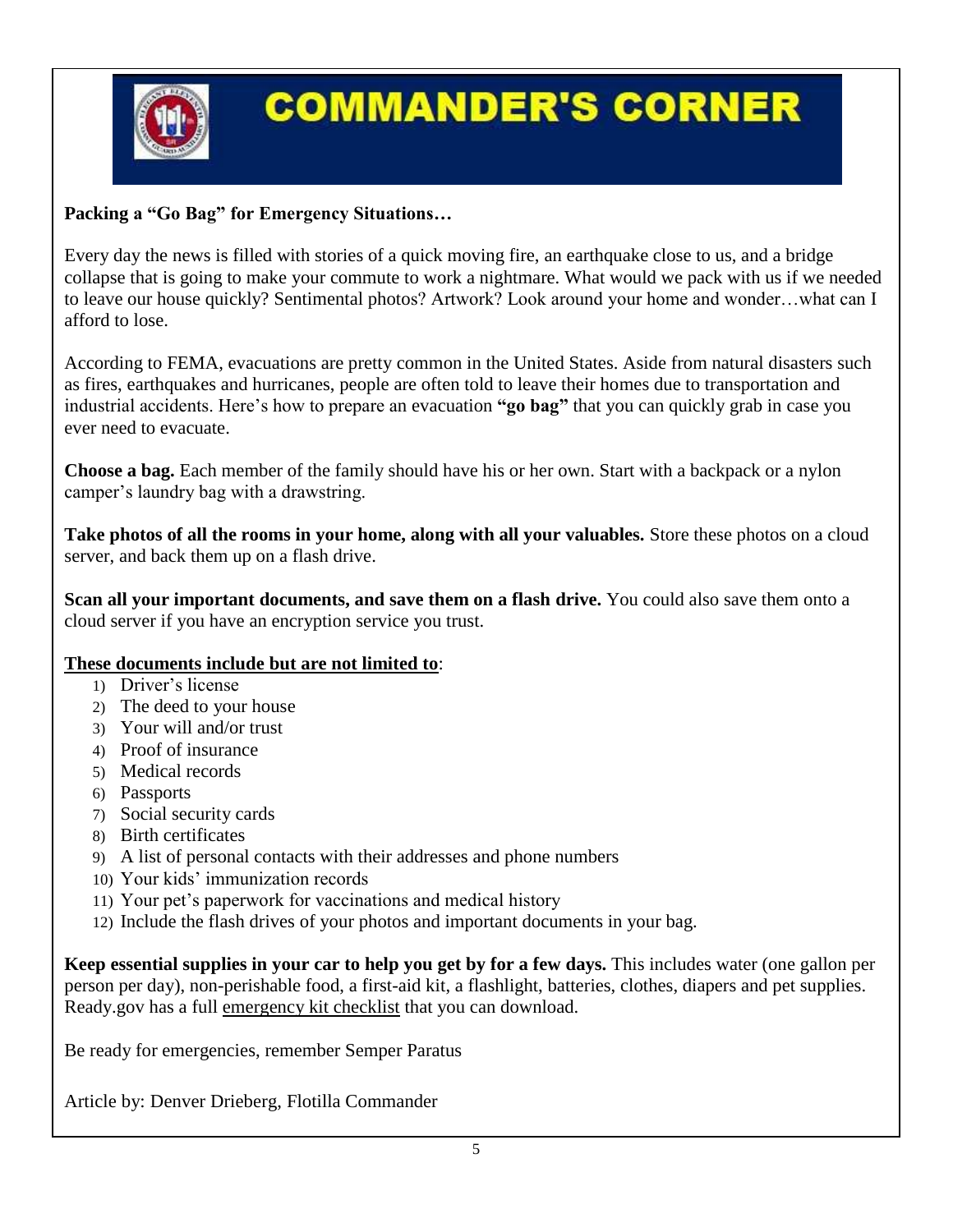# COMMANDER'S CORNER

**Packing a "Go Bag" for Emergency Situations…**

Every day the news is filled with stories of a quick moving fire, an earthquake close to us, and a bridge collapse that is going to make your commute to work a nightmare. What would we pack with us if we needed to leave our house quickly? Sentimental photos? Artwork? Look around your home and wonder…what can I afford to lose.

According to FEMA, evacuations are pretty common in the United States. Aside from natural disasters such as fires, earthquakes and hurricanes, people are often told to leave their homes due to transportation and industrial accidents. Here's how to prepare an evacuation **"go bag"** that you can quickly grab in case you ever need to evacuate.

**Choose a bag.** Each member of the family should have his or her own. Start with a backpack or a nylon camper's laundry bag with a drawstring.

**Take photos of all the rooms in your home, along with all your valuables.** Store these photos on a cloud server, and back them up on a flash drive.

**Scan all your important documents, and save them on a flash drive.** You could also save them onto a cloud server if you have an encryption service you trust.

<u>**These documents include but are not limited to**</u>:

1) Driver's license
2) The deed to your house
3) Your will and/or trust
4) Proof of insurance
5) Medical records
6) Passports
7) Social security cards
8) Birth certificates
9) A list of personal contacts with their addresses and phone numbers
10) Your kids' immunization records
11) Your pet's paperwork for vaccinations and medical history
12) Include the flash drives of your photos and important documents in your bag.

**Keep essential supplies in your car to help you get by for a few days.** This includes water (one gallon per person per day), non-perishable food, a first-aid kit, a flashlight, batteries, clothes, diapers and pet supplies. Ready.gov has a full <u>emergency kit checklist</u> that you can download.

Be ready for emergencies, remember Semper Paratus

Article by: Denver Drieberg, Flotilla Commander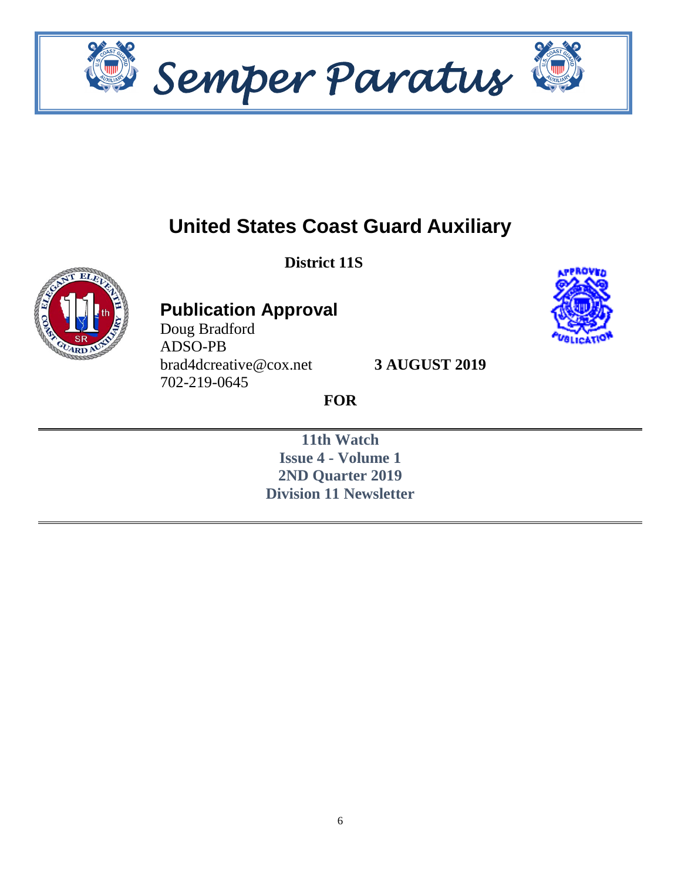# *Semper Paratus*

## United States Coast Guard Auxiliary

**District 11S**

### Publication Approval

Doug Bradford
ADSO-PB
brad4dcreative@cox.net
702-219-0645

**3 AUGUST 2019**

**FOR**

---

**11th Watch**
**Issue 4 - Volume 1**
**2ND Quarter 2019**
**Division 11 Newsletter**

---